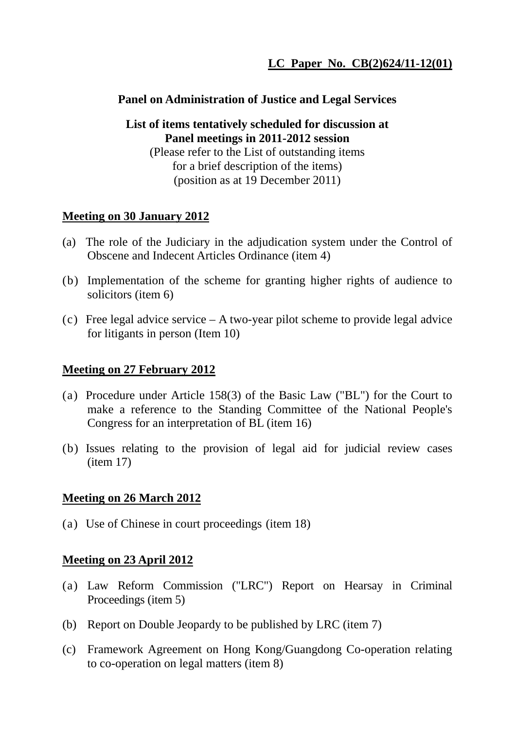**LC Paper No. CB(2)624/11-12(01)**

**Panel on Administration of Justice and Legal Services**

**List of items tentatively scheduled for discussion at Panel meetings in 2011-2012 session**

(Please refer to the List of outstanding items for a brief description of the items)
(position as at 19 December 2011)

**Meeting on 30 January 2012**

(a) The role of the Judiciary in the adjudication system under the Control of Obscene and Indecent Articles Ordinance (item 4)

(b) Implementation of the scheme for granting higher rights of audience to solicitors (item 6)

(c) Free legal advice service – A two-year pilot scheme to provide legal advice for litigants in person (Item 10)

**Meeting on 27 February 2012**

(a) Procedure under Article 158(3) of the Basic Law ("BL") for the Court to make a reference to the Standing Committee of the National People's Congress for an interpretation of BL (item 16)

(b) Issues relating to the provision of legal aid for judicial review cases (item 17)

**Meeting on 26 March 2012**

(a) Use of Chinese in court proceedings (item 18)

**Meeting on 23 April 2012**

(a) Law Reform Commission ("LRC") Report on Hearsay in Criminal Proceedings (item 5)

(b) Report on Double Jeopardy to be published by LRC (item 7)

(c) Framework Agreement on Hong Kong/Guangdong Co-operation relating to co-operation on legal matters (item 8)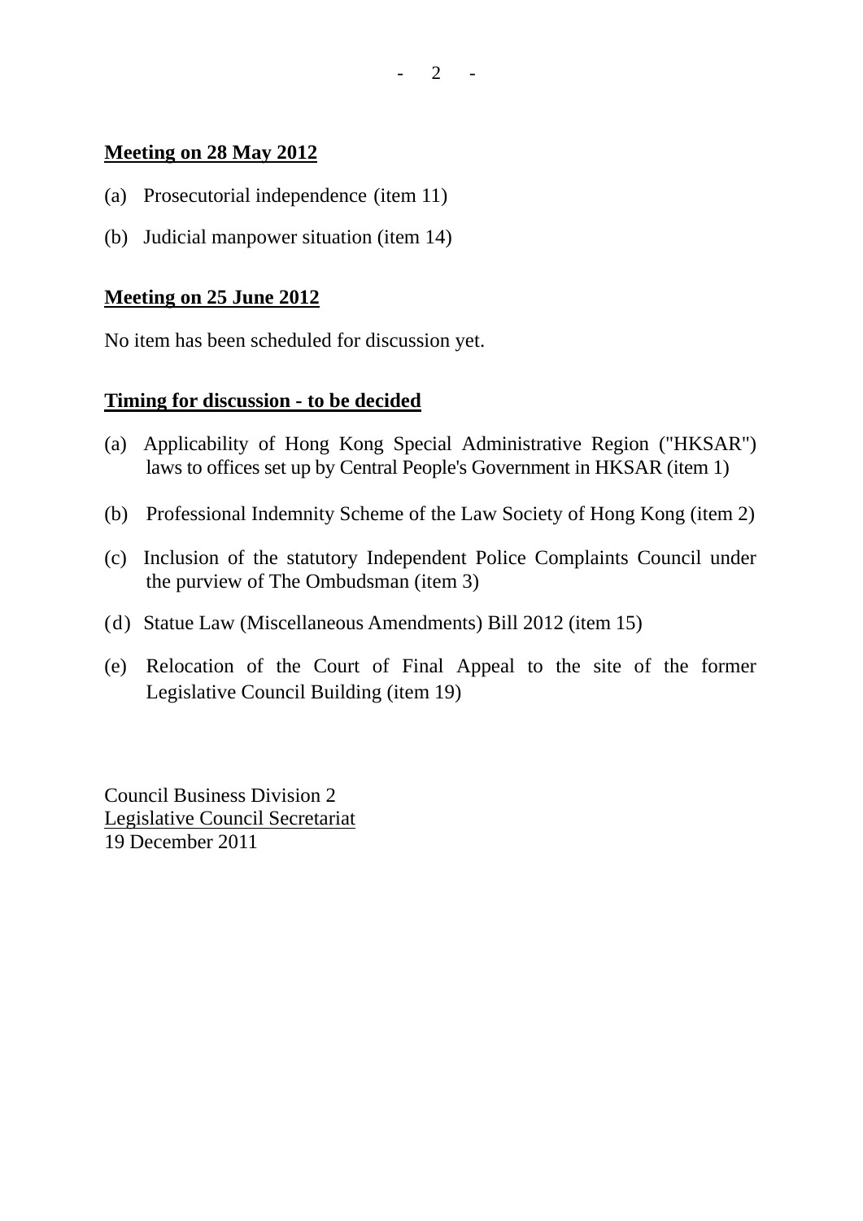**<u>Meeting on 28 May 2012</u>**

(a) Prosecutorial independence (item 11)

(b) Judicial manpower situation (item 14)

**<u>Meeting on 25 June 2012</u>**

No item has been scheduled for discussion yet.

**<u>Timing for discussion - to be decided</u>**

(a) Applicability of Hong Kong Special Administrative Region ("HKSAR") laws to offices set up by Central People's Government in HKSAR (item 1)

(b) Professional Indemnity Scheme of the Law Society of Hong Kong (item 2)

(c) Inclusion of the statutory Independent Police Complaints Council under the purview of The Ombudsman (item 3)

(d) Statue Law (Miscellaneous Amendments) Bill 2012 (item 15)

(e) Relocation of the Court of Final Appeal to the site of the former Legislative Council Building (item 19)

Council Business Division 2
<u>Legislative Council Secretariat</u>
19 December 2011